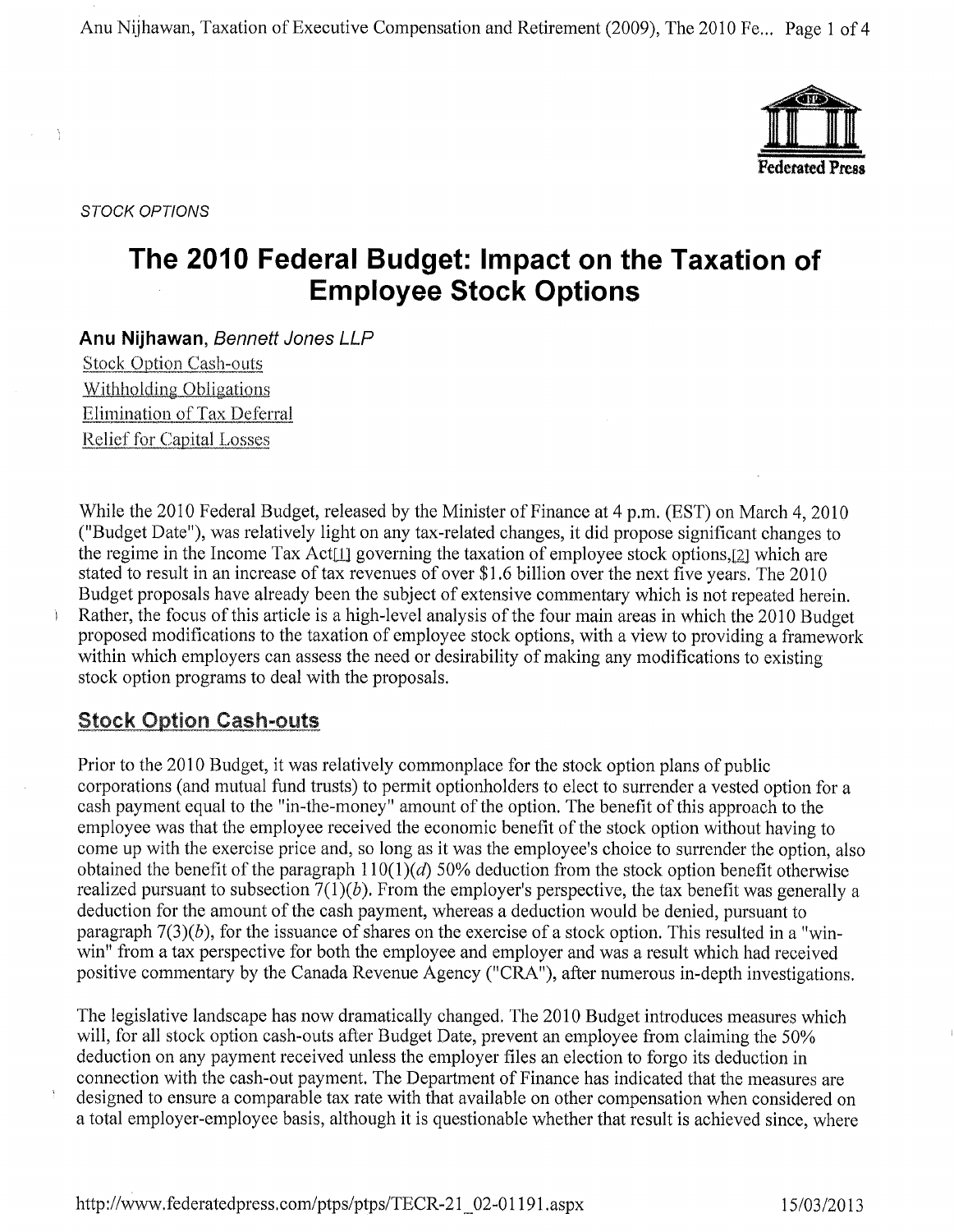STOCK OPTIONS

# The 2010 Federal Budget: Impact on the Taxation of Employee Stock Options

**Anu Nijhawan**, *Bennett Jones LLP*

- Stock Option Cash-outs
- Withholding Obligations
- Elimination of Tax Deferral
- Relief for Capital Losses

While the 2010 Federal Budget, released by the Minister of Finance at 4 p.m. (EST) on March 4, 2010 ("Budget Date"), was relatively light on any tax-related changes, it did propose significant changes to the regime in the Income Tax Act[1] governing the taxation of employee stock options,[2] which are stated to result in an increase of tax revenues of over $1.6 billion over the next five years. The 2010 Budget proposals have already been the subject of extensive commentary which is not repeated herein. Rather, the focus of this article is a high-level analysis of the four main areas in which the 2010 Budget proposed modifications to the taxation of employee stock options, with a view to providing a framework within which employers can assess the need or desirability of making any modifications to existing stock option programs to deal with the proposals.

## Stock Option Cash-outs

Prior to the 2010 Budget, it was relatively commonplace for the stock option plans of public corporations (and mutual fund trusts) to permit optionholders to elect to surrender a vested option for a cash payment equal to the "in-the-money" amount of the option. The benefit of this approach to the employee was that the employee received the economic benefit of the stock option without having to come up with the exercise price and, so long as it was the employee's choice to surrender the option, also obtained the benefit of the paragraph 110(1)(*d*) 50% deduction from the stock option benefit otherwise realized pursuant to subsection 7(1)(*b*). From the employer's perspective, the tax benefit was generally a deduction for the amount of the cash payment, whereas a deduction would be denied, pursuant to paragraph 7(3)(*b*), for the issuance of shares on the exercise of a stock option. This resulted in a "win-win" from a tax perspective for both the employee and employer and was a result which had received positive commentary by the Canada Revenue Agency ("CRA"), after numerous in-depth investigations.

The legislative landscape has now dramatically changed. The 2010 Budget introduces measures which will, for all stock option cash-outs after Budget Date, prevent an employee from claiming the 50% deduction on any payment received unless the employer files an election to forgo its deduction in connection with the cash-out payment. The Department of Finance has indicated that the measures are designed to ensure a comparable tax rate with that available on other compensation when considered on a total employer-employee basis, although it is questionable whether that result is achieved since, where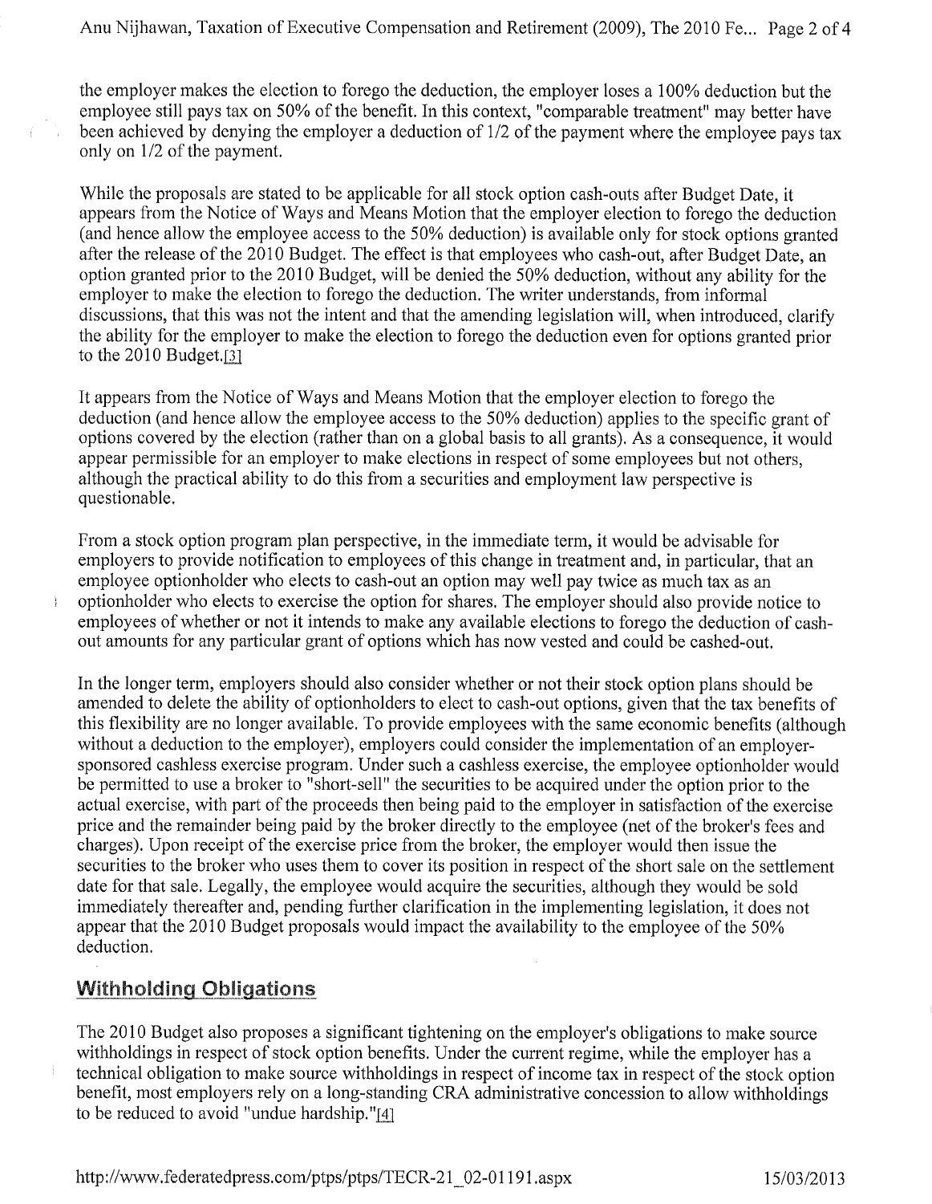the employer makes the election to forego the deduction, the employer loses a 100% deduction but the employee still pays tax on 50% of the benefit. In this context, "comparable treatment" may better have been achieved by denying the employer a deduction of 1/2 of the payment where the employee pays tax only on 1/2 of the payment.

While the proposals are stated to be applicable for all stock option cash-outs after Budget Date, it appears from the Notice of Ways and Means Motion that the employer election to forego the deduction (and hence allow the employee access to the 50% deduction) is available only for stock options granted after the release of the 2010 Budget. The effect is that employees who cash-out, after Budget Date, an option granted prior to the 2010 Budget, will be denied the 50% deduction, without any ability for the employer to make the election to forego the deduction. The writer understands, from informal discussions, that this was not the intent and that the amending legislation will, when introduced, clarify the ability for the employer to make the election to forego the deduction even for options granted prior to the 2010 Budget.[3]

It appears from the Notice of Ways and Means Motion that the employer election to forego the deduction (and hence allow the employee access to the 50% deduction) applies to the specific grant of options covered by the election (rather than on a global basis to all grants). As a consequence, it would appear permissible for an employer to make elections in respect of some employees but not others, although the practical ability to do this from a securities and employment law perspective is questionable.

From a stock option program plan perspective, in the immediate term, it would be advisable for employers to provide notification to employees of this change in treatment and, in particular, that an employee optionholder who elects to cash-out an option may well pay twice as much tax as an optionholder who elects to exercise the option for shares. The employer should also provide notice to employees of whether or not it intends to make any available elections to forego the deduction of cash-out amounts for any particular grant of options which has now vested and could be cashed-out.

In the longer term, employers should also consider whether or not their stock option plans should be amended to delete the ability of optionholders to elect to cash-out options, given that the tax benefits of this flexibility are no longer available. To provide employees with the same economic benefits (although without a deduction to the employer), employers could consider the implementation of an employer-sponsored cashless exercise program. Under such a cashless exercise, the employee optionholder would be permitted to use a broker to "short-sell" the securities to be acquired under the option prior to the actual exercise, with part of the proceeds then being paid to the employer in satisfaction of the exercise price and the remainder being paid by the broker directly to the employee (net of the broker's fees and charges). Upon receipt of the exercise price from the broker, the employer would then issue the securities to the broker who uses them to cover its position in respect of the short sale on the settlement date for that sale. Legally, the employee would acquire the securities, although they would be sold immediately thereafter and, pending further clarification in the implementing legislation, it does not appear that the 2010 Budget proposals would impact the availability to the employee of the 50% deduction.

## Withholding Obligations

The 2010 Budget also proposes a significant tightening on the employer's obligations to make source withholdings in respect of stock option benefits. Under the current regime, while the employer has a technical obligation to make source withholdings in respect of income tax in respect of the stock option benefit, most employers rely on a long-standing CRA administrative concession to allow withholdings to be reduced to avoid "undue hardship."[4]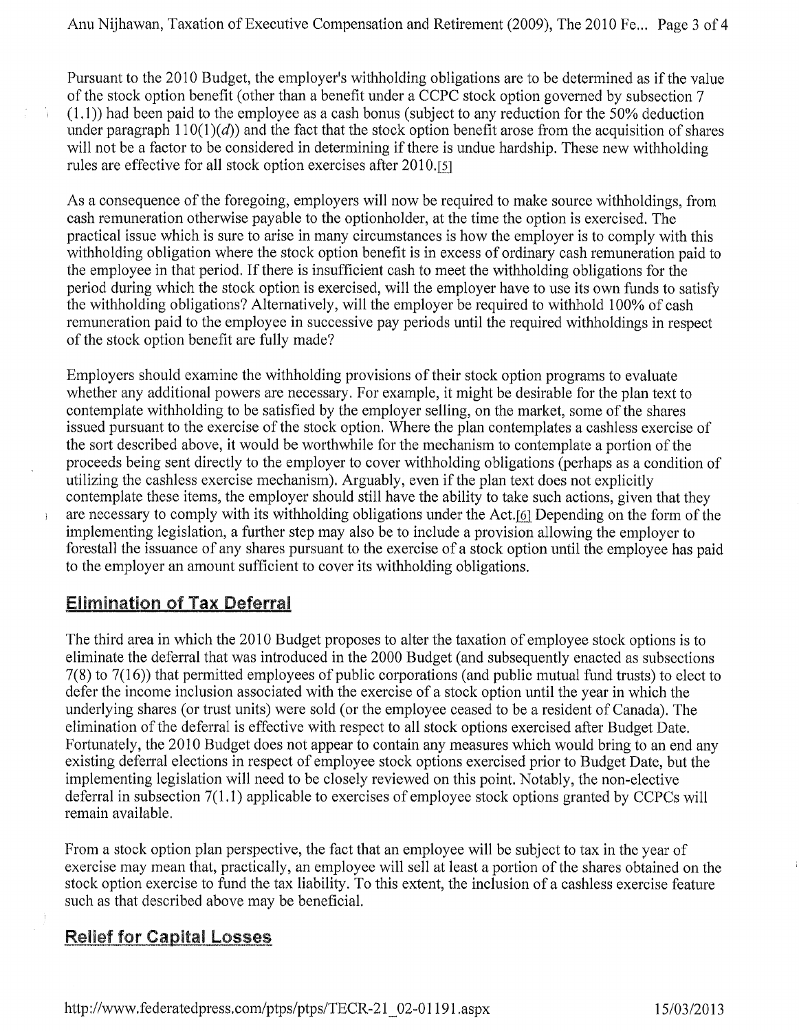Pursuant to the 2010 Budget, the employer's withholding obligations are to be determined as if the value of the stock option benefit (other than a benefit under a CCPC stock option governed by subsection 7 (1.1)) had been paid to the employee as a cash bonus (subject to any reduction for the 50% deduction under paragraph 110(1)(*d*)) and the fact that the stock option benefit arose from the acquisition of shares will not be a factor to be considered in determining if there is undue hardship. These new withholding rules are effective for all stock option exercises after 2010.[5]

As a consequence of the foregoing, employers will now be required to make source withholdings, from cash remuneration otherwise payable to the optionholder, at the time the option is exercised. The practical issue which is sure to arise in many circumstances is how the employer is to comply with this withholding obligation where the stock option benefit is in excess of ordinary cash remuneration paid to the employee in that period. If there is insufficient cash to meet the withholding obligations for the period during which the stock option is exercised, will the employer have to use its own funds to satisfy the withholding obligations? Alternatively, will the employer be required to withhold 100% of cash remuneration paid to the employee in successive pay periods until the required withholdings in respect of the stock option benefit are fully made?

Employers should examine the withholding provisions of their stock option programs to evaluate whether any additional powers are necessary. For example, it might be desirable for the plan text to contemplate withholding to be satisfied by the employer selling, on the market, some of the shares issued pursuant to the exercise of the stock option. Where the plan contemplates a cashless exercise of the sort described above, it would be worthwhile for the mechanism to contemplate a portion of the proceeds being sent directly to the employer to cover withholding obligations (perhaps as a condition of utilizing the cashless exercise mechanism). Arguably, even if the plan text does not explicitly contemplate these items, the employer should still have the ability to take such actions, given that they are necessary to comply with its withholding obligations under the Act.[6] Depending on the form of the implementing legislation, a further step may also be to include a provision allowing the employer to forestall the issuance of any shares pursuant to the exercise of a stock option until the employee has paid to the employer an amount sufficient to cover its withholding obligations.

## Elimination of Tax Deferral

The third area in which the 2010 Budget proposes to alter the taxation of employee stock options is to eliminate the deferral that was introduced in the 2000 Budget (and subsequently enacted as subsections 7(8) to 7(16)) that permitted employees of public corporations (and public mutual fund trusts) to elect to defer the income inclusion associated with the exercise of a stock option until the year in which the underlying shares (or trust units) were sold (or the employee ceased to be a resident of Canada). The elimination of the deferral is effective with respect to all stock options exercised after Budget Date. Fortunately, the 2010 Budget does not appear to contain any measures which would bring to an end any existing deferral elections in respect of employee stock options exercised prior to Budget Date, but the implementing legislation will need to be closely reviewed on this point. Notably, the non-elective deferral in subsection 7(1.1) applicable to exercises of employee stock options granted by CCPCs will remain available.

From a stock option plan perspective, the fact that an employee will be subject to tax in the year of exercise may mean that, practically, an employee will sell at least a portion of the shares obtained on the stock option exercise to fund the tax liability. To this extent, the inclusion of a cashless exercise feature such as that described above may be beneficial.

## Relief for Capital Losses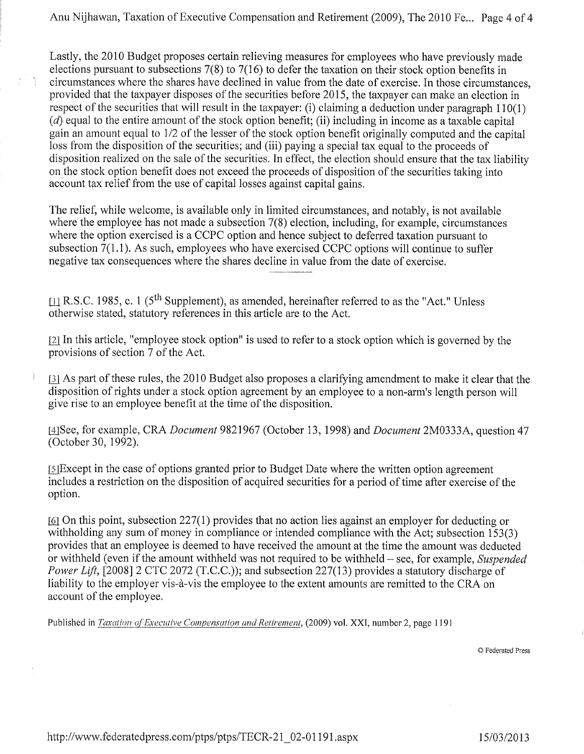Lastly, the 2010 Budget proposes certain relieving measures for employees who have previously made elections pursuant to subsections 7(8) to 7(16) to defer the taxation on their stock option benefits in circumstances where the shares have declined in value from the date of exercise. In those circumstances, provided that the taxpayer disposes of the securities before 2015, the taxpayer can make an election in respect of the securities that will result in the taxpayer: (i) claiming a deduction under paragraph 110(1)(*d*) equal to the entire amount of the stock option benefit; (ii) including in income as a taxable capital gain an amount equal to 1/2 of the lesser of the stock option benefit originally computed and the capital loss from the disposition of the securities; and (iii) paying a special tax equal to the proceeds of disposition realized on the sale of the securities. In effect, the election should ensure that the tax liability on the stock option benefit does not exceed the proceeds of disposition of the securities taking into account tax relief from the use of capital losses against capital gains.

The relief, while welcome, is available only in limited circumstances, and notably, is not available where the employee has not made a subsection 7(8) election, including, for example, circumstances where the option exercised is a CCPC option and hence subject to deferred taxation pursuant to subsection 7(1.1). As such, employees who have exercised CCPC options will continue to suffer negative tax consequences where the shares decline in value from the date of exercise.

---

[1] R.S.C. 1985, c. 1 (5th Supplement), as amended, hereinafter referred to as the "Act." Unless otherwise stated, statutory references in this article are to the Act.

[2] In this article, "employee stock option" is used to refer to a stock option which is governed by the provisions of section 7 of the Act.

[3] As part of these rules, the 2010 Budget also proposes a clarifying amendment to make it clear that the disposition of rights under a stock option agreement by an employee to a non-arm's length person will give rise to an employee benefit at the time of the disposition.

[4] See, for example, CRA *Document* 9821967 (October 13, 1998) and *Document* 2M0333A, question 47 (October 30, 1992).

[5] Except in the case of options granted prior to Budget Date where the written option agreement includes a restriction on the disposition of acquired securities for a period of time after exercise of the option.

[6] On this point, subsection 227(1) provides that no action lies against an employer for deducting or withholding any sum of money in compliance or intended compliance with the Act; subsection 153(3) provides that an employee is deemed to have received the amount at the time the amount was deducted or withheld (even if the amount withheld was not required to be withheld – see, for example, *Suspended Power Lift*, [2008] 2 CTC 2072 (T.C.C.)); and subsection 227(13) provides a statutory discharge of liability to the employer vis-à-vis the employee to the extent amounts are remitted to the CRA on account of the employee.

Published in *Taxation of Executive Compensation and Retirement*, (2009) vol. XXI, number 2, page 1191

© Federated Press